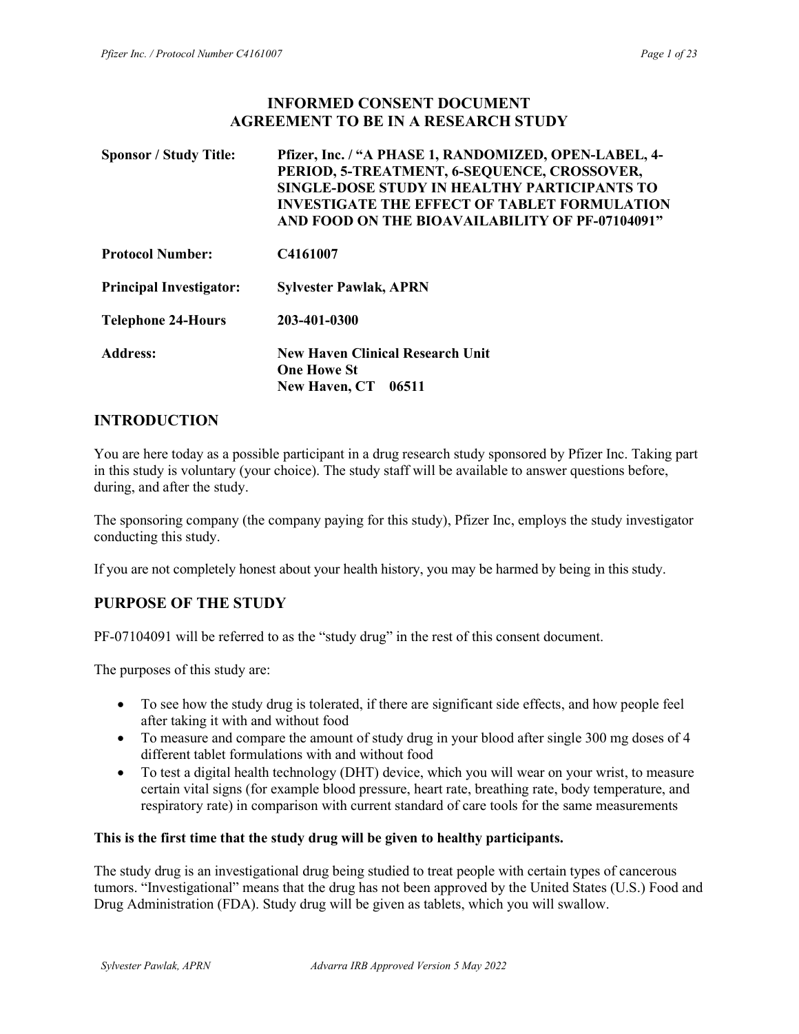# INFORMED CONSENT DOCUMENT
# AGREEMENT TO BE IN A RESEARCH STUDY

| | |
|---|---|
| **Sponsor / Study Title:** | **Pfizer, Inc. / "A PHASE 1, RANDOMIZED, OPEN-LABEL, 4-PERIOD, 5-TREATMENT, 6-SEQUENCE, CROSSOVER, SINGLE-DOSE STUDY IN HEALTHY PARTICIPANTS TO INVESTIGATE THE EFFECT OF TABLET FORMULATION AND FOOD ON THE BIOAVAILABILITY OF PF-07104091"** |
| **Protocol Number:** | **C4161007** |
| **Principal Investigator:** | **Sylvester Pawlak, APRN** |
| **Telephone 24-Hours** | **203-401-0300** |
| **Address:** | **New Haven Clinical Research Unit**<br>**One Howe St**<br>**New Haven, CT 06511** |

## INTRODUCTION

You are here today as a possible participant in a drug research study sponsored by Pfizer Inc. Taking part in this study is voluntary (your choice). The study staff will be available to answer questions before, during, and after the study.

The sponsoring company (the company paying for this study), Pfizer Inc, employs the study investigator conducting this study.

If you are not completely honest about your health history, you may be harmed by being in this study.

## PURPOSE OF THE STUDY

PF-07104091 will be referred to as the "study drug" in the rest of this consent document.

The purposes of this study are:

- To see how the study drug is tolerated, if there are significant side effects, and how people feel after taking it with and without food
- To measure and compare the amount of study drug in your blood after single 300 mg doses of 4 different tablet formulations with and without food
- To test a digital health technology (DHT) device, which you will wear on your wrist, to measure certain vital signs (for example blood pressure, heart rate, breathing rate, body temperature, and respiratory rate) in comparison with current standard of care tools for the same measurements

**This is the first time that the study drug will be given to healthy participants.**

The study drug is an investigational drug being studied to treat people with certain types of cancerous tumors. "Investigational" means that the drug has not been approved by the United States (U.S.) Food and Drug Administration (FDA). Study drug will be given as tablets, which you will swallow.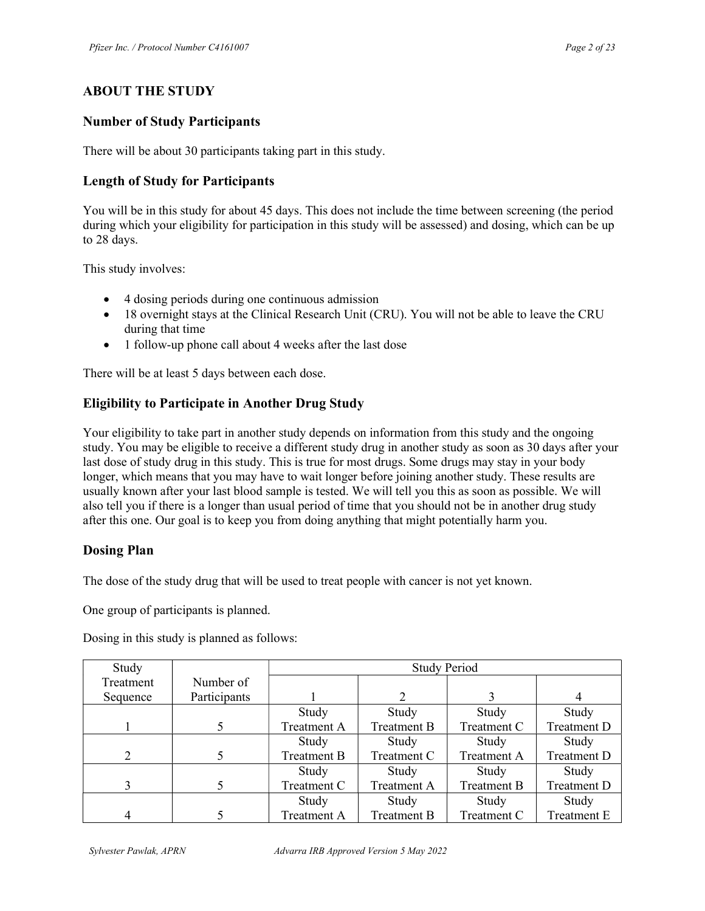## ABOUT THE STUDY

### Number of Study Participants

There will be about 30 participants taking part in this study.

### Length of Study for Participants

You will be in this study for about 45 days. This does not include the time between screening (the period during which your eligibility for participation in this study will be assessed) and dosing, which can be up to 28 days.

This study involves:

- 4 dosing periods during one continuous admission
- 18 overnight stays at the Clinical Research Unit (CRU). You will not be able to leave the CRU during that time
- 1 follow-up phone call about 4 weeks after the last dose

There will be at least 5 days between each dose.

### Eligibility to Participate in Another Drug Study

Your eligibility to take part in another study depends on information from this study and the ongoing study. You may be eligible to receive a different study drug in another study as soon as 30 days after your last dose of study drug in this study. This is true for most drugs. Some drugs may stay in your body longer, which means that you may have to wait longer before joining another study. These results are usually known after your last blood sample is tested. We will tell you this as soon as possible. We will also tell you if there is a longer than usual period of time that you should not be in another drug study after this one. Our goal is to keep you from doing anything that might potentially harm you.

### Dosing Plan

The dose of the study drug that will be used to treat people with cancer is not yet known.

One group of participants is planned.

Dosing in this study is planned as follows:

| Study Treatment Sequence | Number of Participants | Study Period | | | |
|---|---|---|---|---|---|
| | | 1 | 2 | 3 | 4 |
| 1 | 5 | Study Treatment A | Study Treatment B | Study Treatment C | Study Treatment D |
| 2 | 5 | Study Treatment B | Study Treatment C | Study Treatment A | Study Treatment D |
| 3 | 5 | Study Treatment C | Study Treatment A | Study Treatment B | Study Treatment D |
| 4 | 5 | Study Treatment A | Study Treatment B | Study Treatment C | Study Treatment E |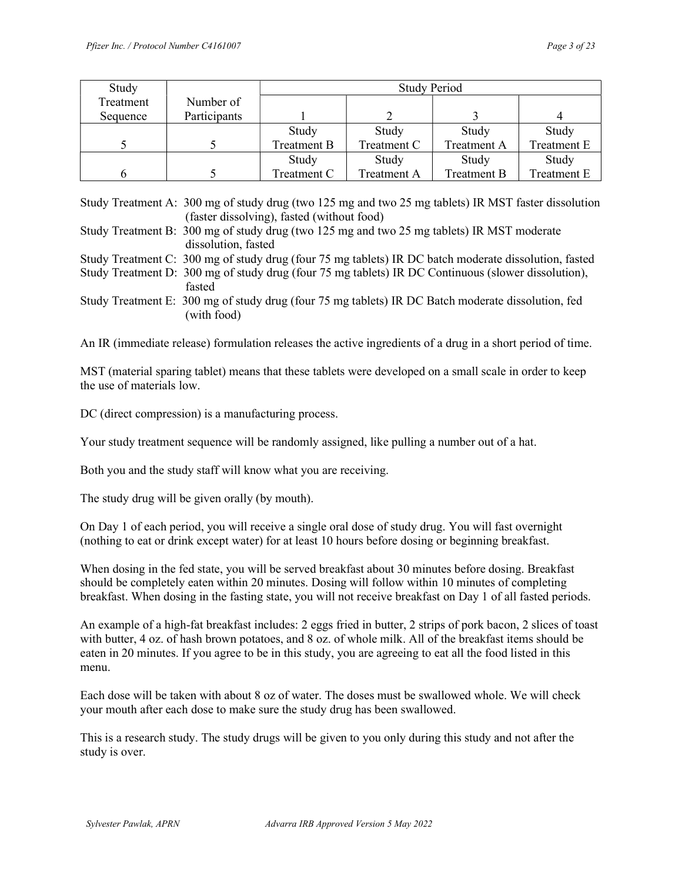| Study Treatment Sequence | Number of Participants | Study Period | | | |
|---|---|---|---|---|---|
| | | 1 | 2 | 3 | 4 |
| 5 | 5 | Study Treatment B | Study Treatment C | Study Treatment A | Study Treatment E |
| 6 | 5 | Study Treatment C | Study Treatment A | Study Treatment B | Study Treatment E |

Study Treatment A: 300 mg of study drug (two 125 mg and two 25 mg tablets) IR MST faster dissolution (faster dissolving), fasted (without food)
Study Treatment B: 300 mg of study drug (two 125 mg and two 25 mg tablets) IR MST moderate dissolution, fasted
Study Treatment C: 300 mg of study drug (four 75 mg tablets) IR DC batch moderate dissolution, fasted
Study Treatment D: 300 mg of study drug (four 75 mg tablets) IR DC Continuous (slower dissolution), fasted
Study Treatment E: 300 mg of study drug (four 75 mg tablets) IR DC Batch moderate dissolution, fed (with food)

An IR (immediate release) formulation releases the active ingredients of a drug in a short period of time.

MST (material sparing tablet) means that these tablets were developed on a small scale in order to keep the use of materials low.

DC (direct compression) is a manufacturing process.

Your study treatment sequence will be randomly assigned, like pulling a number out of a hat.

Both you and the study staff will know what you are receiving.

The study drug will be given orally (by mouth).

On Day 1 of each period, you will receive a single oral dose of study drug. You will fast overnight (nothing to eat or drink except water) for at least 10 hours before dosing or beginning breakfast.

When dosing in the fed state, you will be served breakfast about 30 minutes before dosing. Breakfast should be completely eaten within 20 minutes. Dosing will follow within 10 minutes of completing breakfast. When dosing in the fasting state, you will not receive breakfast on Day 1 of all fasted periods.

An example of a high-fat breakfast includes: 2 eggs fried in butter, 2 strips of pork bacon, 2 slices of toast with butter, 4 oz. of hash brown potatoes, and 8 oz. of whole milk. All of the breakfast items should be eaten in 20 minutes. If you agree to be in this study, you are agreeing to eat all the food listed in this menu.

Each dose will be taken with about 8 oz of water. The doses must be swallowed whole. We will check your mouth after each dose to make sure the study drug has been swallowed.

This is a research study. The study drugs will be given to you only during this study and not after the study is over.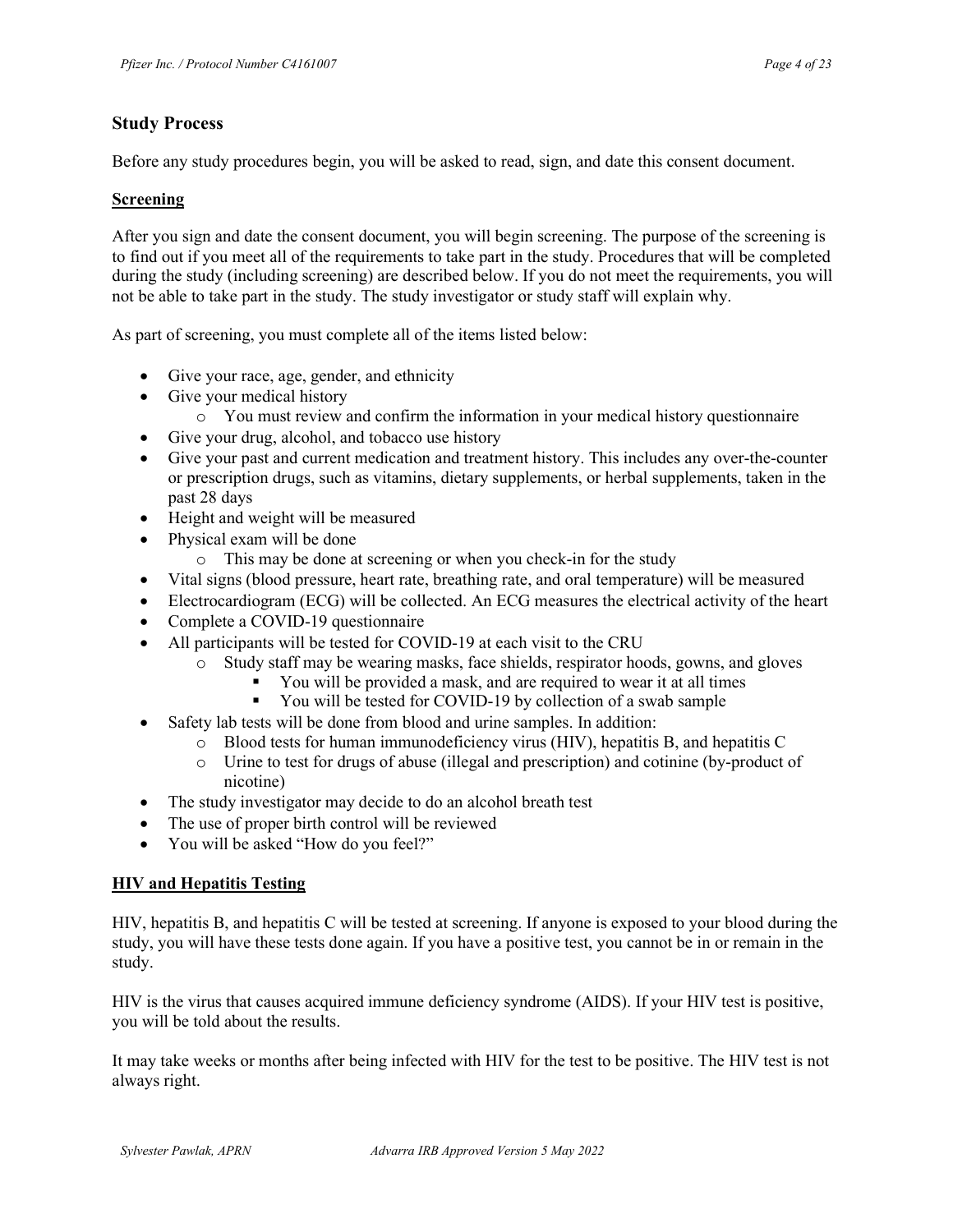## Study Process

Before any study procedures begin, you will be asked to read, sign, and date this consent document.

### Screening

After you sign and date the consent document, you will begin screening. The purpose of the screening is to find out if you meet all of the requirements to take part in the study. Procedures that will be completed during the study (including screening) are described below. If you do not meet the requirements, you will not be able to take part in the study. The study investigator or study staff will explain why.

As part of screening, you must complete all of the items listed below:

- Give your race, age, gender, and ethnicity
- Give your medical history
  - You must review and confirm the information in your medical history questionnaire
- Give your drug, alcohol, and tobacco use history
- Give your past and current medication and treatment history. This includes any over-the-counter or prescription drugs, such as vitamins, dietary supplements, or herbal supplements, taken in the past 28 days
- Height and weight will be measured
- Physical exam will be done
  - This may be done at screening or when you check-in for the study
- Vital signs (blood pressure, heart rate, breathing rate, and oral temperature) will be measured
- Electrocardiogram (ECG) will be collected. An ECG measures the electrical activity of the heart
- Complete a COVID-19 questionnaire
- All participants will be tested for COVID-19 at each visit to the CRU
  - Study staff may be wearing masks, face shields, respirator hoods, gowns, and gloves
    - You will be provided a mask, and are required to wear it at all times
    - You will be tested for COVID-19 by collection of a swab sample
- Safety lab tests will be done from blood and urine samples. In addition:
  - Blood tests for human immunodeficiency virus (HIV), hepatitis B, and hepatitis C
  - Urine to test for drugs of abuse (illegal and prescription) and cotinine (by-product of nicotine)
- The study investigator may decide to do an alcohol breath test
- The use of proper birth control will be reviewed
- You will be asked "How do you feel?"

### HIV and Hepatitis Testing

HIV, hepatitis B, and hepatitis C will be tested at screening. If anyone is exposed to your blood during the study, you will have these tests done again. If you have a positive test, you cannot be in or remain in the study.

HIV is the virus that causes acquired immune deficiency syndrome (AIDS). If your HIV test is positive, you will be told about the results.

It may take weeks or months after being infected with HIV for the test to be positive. The HIV test is not always right.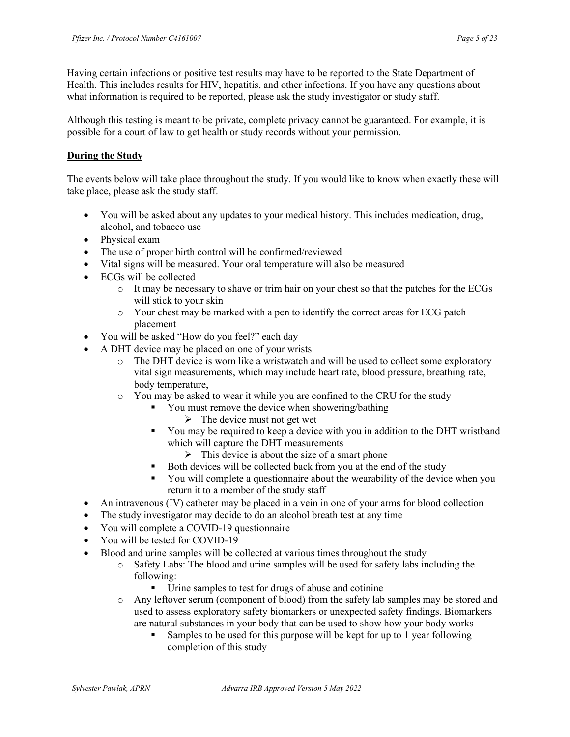Having certain infections or positive test results may have to be reported to the State Department of Health. This includes results for HIV, hepatitis, and other infections. If you have any questions about what information is required to be reported, please ask the study investigator or study staff.

Although this testing is meant to be private, complete privacy cannot be guaranteed. For example, it is possible for a court of law to get health or study records without your permission.

## During the Study

The events below will take place throughout the study. If you would like to know when exactly these will take place, please ask the study staff.

- You will be asked about any updates to your medical history. This includes medication, drug, alcohol, and tobacco use
- Physical exam
- The use of proper birth control will be confirmed/reviewed
- Vital signs will be measured. Your oral temperature will also be measured
- ECGs will be collected
  - It may be necessary to shave or trim hair on your chest so that the patches for the ECGs will stick to your skin
  - Your chest may be marked with a pen to identify the correct areas for ECG patch placement
- You will be asked "How do you feel?" each day
- A DHT device may be placed on one of your wrists
  - The DHT device is worn like a wristwatch and will be used to collect some exploratory vital sign measurements, which may include heart rate, blood pressure, breathing rate, body temperature,
  - You may be asked to wear it while you are confined to the CRU for the study
    - You must remove the device when showering/bathing
      - The device must not get wet
    - You may be required to keep a device with you in addition to the DHT wristband which will capture the DHT measurements
      - This device is about the size of a smart phone
    - Both devices will be collected back from you at the end of the study
    - You will complete a questionnaire about the wearability of the device when you return it to a member of the study staff
- An intravenous (IV) catheter may be placed in a vein in one of your arms for blood collection
- The study investigator may decide to do an alcohol breath test at any time
- You will complete a COVID-19 questionnaire
- You will be tested for COVID-19
- Blood and urine samples will be collected at various times throughout the study
  - Safety Labs: The blood and urine samples will be used for safety labs including the following:
    - Urine samples to test for drugs of abuse and cotinine
  - Any leftover serum (component of blood) from the safety lab samples may be stored and used to assess exploratory safety biomarkers or unexpected safety findings. Biomarkers are natural substances in your body that can be used to show how your body works
    - Samples to be used for this purpose will be kept for up to 1 year following completion of this study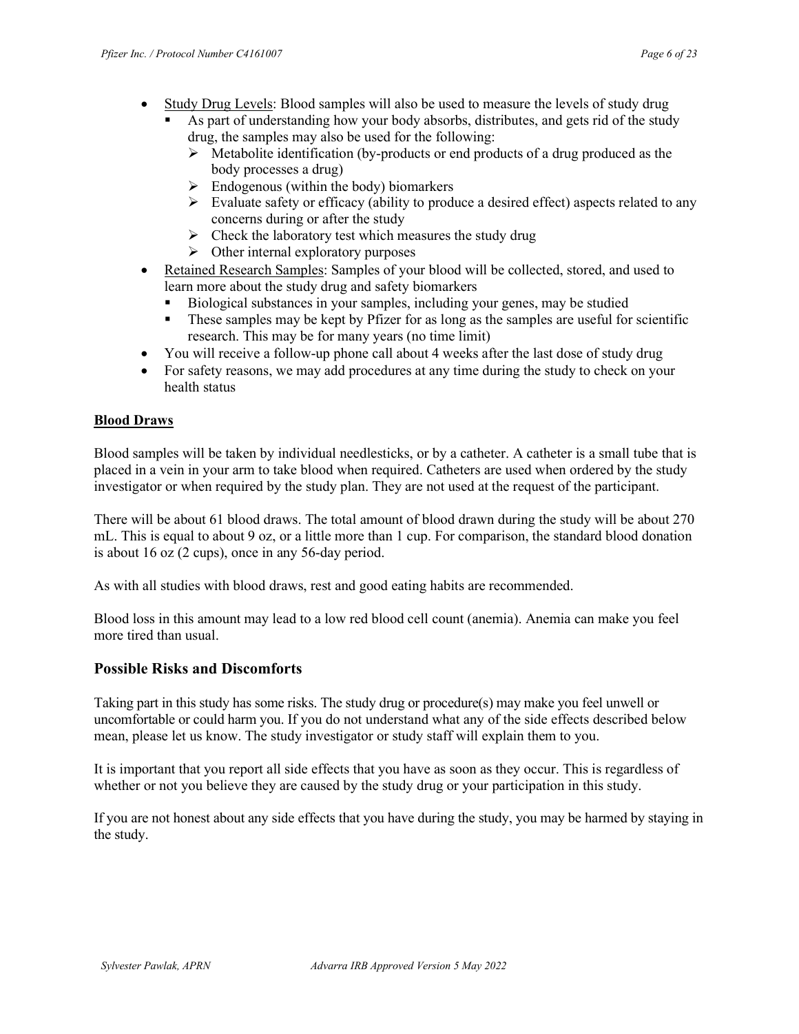- Study Drug Levels: Blood samples will also be used to measure the levels of study drug
  - As part of understanding how your body absorbs, distributes, and gets rid of the study drug, the samples may also be used for the following:
    - Metabolite identification (by-products or end products of a drug produced as the body processes a drug)
    - Endogenous (within the body) biomarkers
    - Evaluate safety or efficacy (ability to produce a desired effect) aspects related to any concerns during or after the study
    - Check the laboratory test which measures the study drug
    - Other internal exploratory purposes
- Retained Research Samples: Samples of your blood will be collected, stored, and used to learn more about the study drug and safety biomarkers
  - Biological substances in your samples, including your genes, may be studied
  - These samples may be kept by Pfizer for as long as the samples are useful for scientific research. This may be for many years (no time limit)
- You will receive a follow-up phone call about 4 weeks after the last dose of study drug
- For safety reasons, we may add procedures at any time during the study to check on your health status

**Blood Draws**

Blood samples will be taken by individual needlesticks, or by a catheter. A catheter is a small tube that is placed in a vein in your arm to take blood when required. Catheters are used when ordered by the study investigator or when required by the study plan. They are not used at the request of the participant.

There will be about 61 blood draws. The total amount of blood drawn during the study will be about 270 mL. This is equal to about 9 oz, or a little more than 1 cup. For comparison, the standard blood donation is about 16 oz (2 cups), once in any 56-day period.

As with all studies with blood draws, rest and good eating habits are recommended.

Blood loss in this amount may lead to a low red blood cell count (anemia). Anemia can make you feel more tired than usual.

## Possible Risks and Discomforts

Taking part in this study has some risks. The study drug or procedure(s) may make you feel unwell or uncomfortable or could harm you. If you do not understand what any of the side effects described below mean, please let us know. The study investigator or study staff will explain them to you.

It is important that you report all side effects that you have as soon as they occur. This is regardless of whether or not you believe they are caused by the study drug or your participation in this study.

If you are not honest about any side effects that you have during the study, you may be harmed by staying in the study.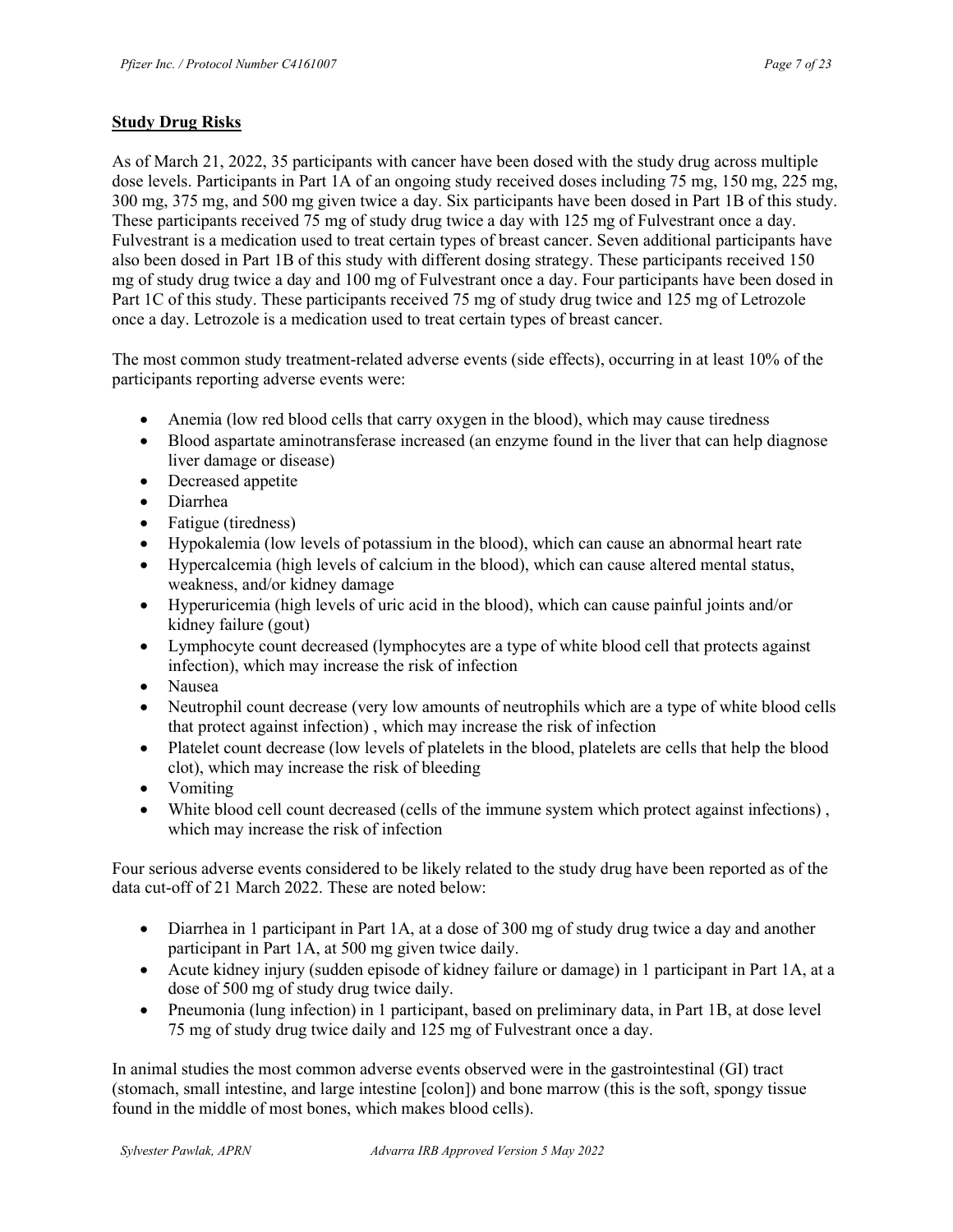## Study Drug Risks

As of March 21, 2022, 35 participants with cancer have been dosed with the study drug across multiple dose levels. Participants in Part 1A of an ongoing study received doses including 75 mg, 150 mg, 225 mg, 300 mg, 375 mg, and 500 mg given twice a day. Six participants have been dosed in Part 1B of this study. These participants received 75 mg of study drug twice a day with 125 mg of Fulvestrant once a day. Fulvestrant is a medication used to treat certain types of breast cancer. Seven additional participants have also been dosed in Part 1B of this study with different dosing strategy. These participants received 150 mg of study drug twice a day and 100 mg of Fulvestrant once a day. Four participants have been dosed in Part 1C of this study. These participants received 75 mg of study drug twice and 125 mg of Letrozole once a day. Letrozole is a medication used to treat certain types of breast cancer.

The most common study treatment-related adverse events (side effects), occurring in at least 10% of the participants reporting adverse events were:

- Anemia (low red blood cells that carry oxygen in the blood), which may cause tiredness
- Blood aspartate aminotransferase increased (an enzyme found in the liver that can help diagnose liver damage or disease)
- Decreased appetite
- Diarrhea
- Fatigue (tiredness)
- Hypokalemia (low levels of potassium in the blood), which can cause an abnormal heart rate
- Hypercalcemia (high levels of calcium in the blood), which can cause altered mental status, weakness, and/or kidney damage
- Hyperuricemia (high levels of uric acid in the blood), which can cause painful joints and/or kidney failure (gout)
- Lymphocyte count decreased (lymphocytes are a type of white blood cell that protects against infection), which may increase the risk of infection
- Nausea
- Neutrophil count decrease (very low amounts of neutrophils which are a type of white blood cells that protect against infection) , which may increase the risk of infection
- Platelet count decrease (low levels of platelets in the blood, platelets are cells that help the blood clot), which may increase the risk of bleeding
- Vomiting
- White blood cell count decreased (cells of the immune system which protect against infections) , which may increase the risk of infection

Four serious adverse events considered to be likely related to the study drug have been reported as of the data cut-off of 21 March 2022. These are noted below:

- Diarrhea in 1 participant in Part 1A, at a dose of 300 mg of study drug twice a day and another participant in Part 1A, at 500 mg given twice daily.
- Acute kidney injury (sudden episode of kidney failure or damage) in 1 participant in Part 1A, at a dose of 500 mg of study drug twice daily.
- Pneumonia (lung infection) in 1 participant, based on preliminary data, in Part 1B, at dose level 75 mg of study drug twice daily and 125 mg of Fulvestrant once a day.

In animal studies the most common adverse events observed were in the gastrointestinal (GI) tract (stomach, small intestine, and large intestine [colon]) and bone marrow (this is the soft, spongy tissue found in the middle of most bones, which makes blood cells).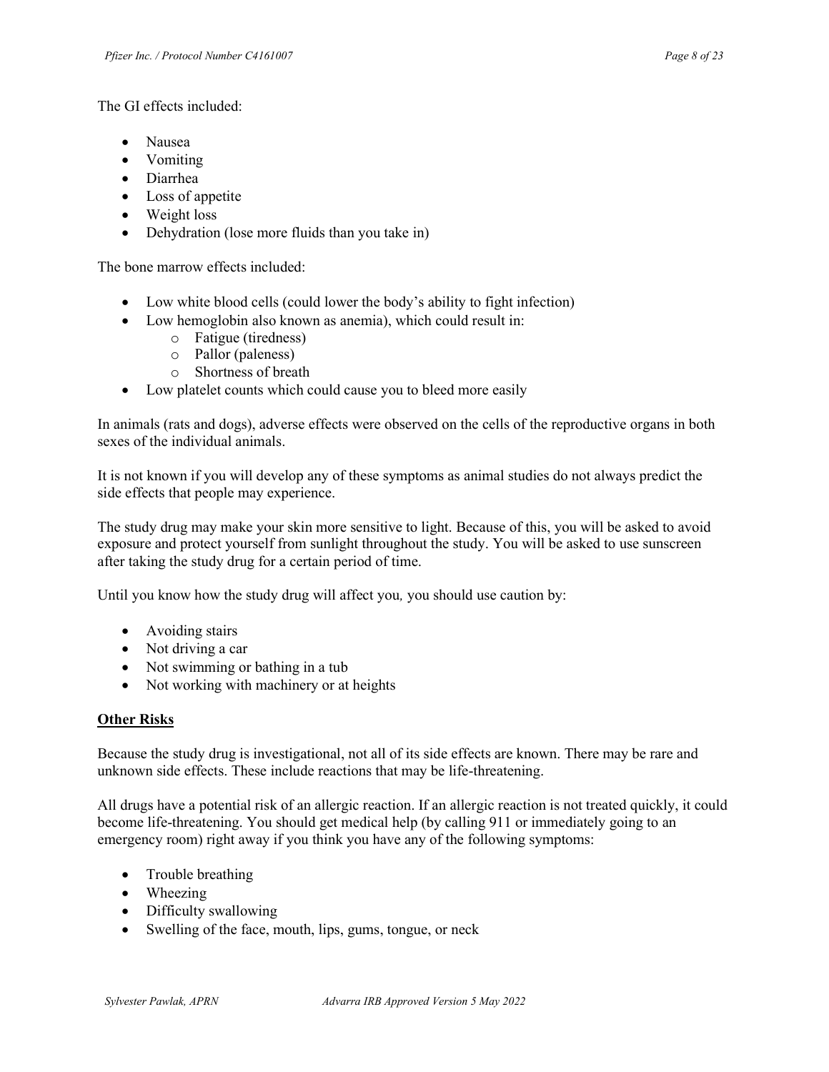The GI effects included:

- Nausea
- Vomiting
- Diarrhea
- Loss of appetite
- Weight loss
- Dehydration (lose more fluids than you take in)

The bone marrow effects included:

- Low white blood cells (could lower the body's ability to fight infection)
- Low hemoglobin also known as anemia), which could result in:
    - Fatigue (tiredness)
    - Pallor (paleness)
    - Shortness of breath
- Low platelet counts which could cause you to bleed more easily

In animals (rats and dogs), adverse effects were observed on the cells of the reproductive organs in both sexes of the individual animals.

It is not known if you will develop any of these symptoms as animal studies do not always predict the side effects that people may experience.

The study drug may make your skin more sensitive to light. Because of this, you will be asked to avoid exposure and protect yourself from sunlight throughout the study. You will be asked to use sunscreen after taking the study drug for a certain period of time.

Until you know how the study drug will affect you*,* you should use caution by:

- Avoiding stairs
- Not driving a car
- Not swimming or bathing in a tub
- Not working with machinery or at heights

**Other Risks**

Because the study drug is investigational, not all of its side effects are known. There may be rare and unknown side effects. These include reactions that may be life-threatening.

All drugs have a potential risk of an allergic reaction. If an allergic reaction is not treated quickly, it could become life-threatening. You should get medical help (by calling 911 or immediately going to an emergency room) right away if you think you have any of the following symptoms:

- Trouble breathing
- Wheezing
- Difficulty swallowing
- Swelling of the face, mouth, lips, gums, tongue, or neck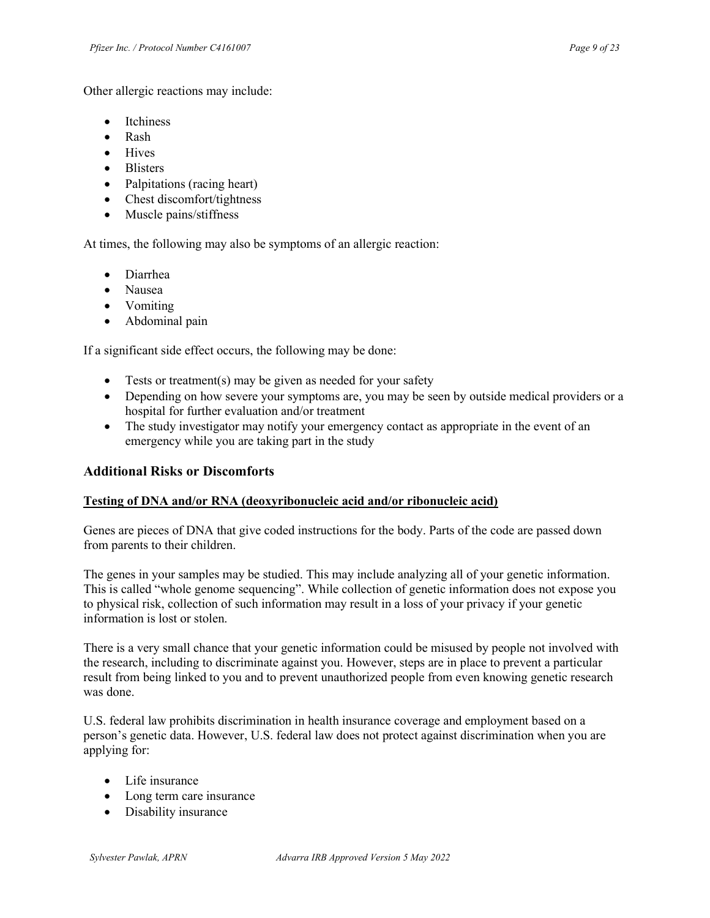Other allergic reactions may include:

- Itchiness
- Rash
- Hives
- Blisters
- Palpitations (racing heart)
- Chest discomfort/tightness
- Muscle pains/stiffness

At times, the following may also be symptoms of an allergic reaction:

- Diarrhea
- Nausea
- Vomiting
- Abdominal pain

If a significant side effect occurs, the following may be done:

- Tests or treatment(s) may be given as needed for your safety
- Depending on how severe your symptoms are, you may be seen by outside medical providers or a hospital for further evaluation and/or treatment
- The study investigator may notify your emergency contact as appropriate in the event of an emergency while you are taking part in the study

## Additional Risks or Discomforts

**Testing of DNA and/or RNA (deoxyribonucleic acid and/or ribonucleic acid)**

Genes are pieces of DNA that give coded instructions for the body. Parts of the code are passed down from parents to their children.

The genes in your samples may be studied. This may include analyzing all of your genetic information. This is called "whole genome sequencing". While collection of genetic information does not expose you to physical risk, collection of such information may result in a loss of your privacy if your genetic information is lost or stolen.

There is a very small chance that your genetic information could be misused by people not involved with the research, including to discriminate against you. However, steps are in place to prevent a particular result from being linked to you and to prevent unauthorized people from even knowing genetic research was done.

U.S. federal law prohibits discrimination in health insurance coverage and employment based on a person's genetic data. However, U.S. federal law does not protect against discrimination when you are applying for:

- Life insurance
- Long term care insurance
- Disability insurance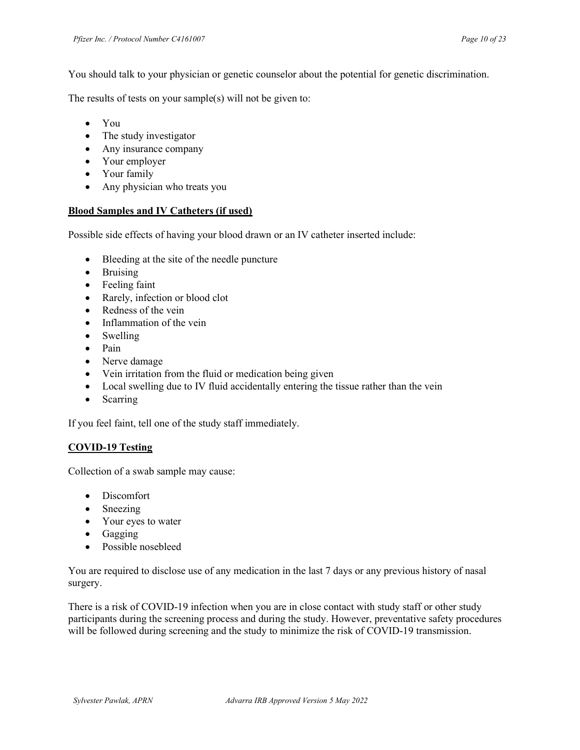You should talk to your physician or genetic counselor about the potential for genetic discrimination.

The results of tests on your sample(s) will not be given to:

- You
- The study investigator
- Any insurance company
- Your employer
- Your family
- Any physician who treats you

**Blood Samples and IV Catheters (if used)**

Possible side effects of having your blood drawn or an IV catheter inserted include:

- Bleeding at the site of the needle puncture
- Bruising
- Feeling faint
- Rarely, infection or blood clot
- Redness of the vein
- Inflammation of the vein
- Swelling
- Pain
- Nerve damage
- Vein irritation from the fluid or medication being given
- Local swelling due to IV fluid accidentally entering the tissue rather than the vein
- Scarring

If you feel faint, tell one of the study staff immediately.

**COVID-19 Testing**

Collection of a swab sample may cause:

- Discomfort
- Sneezing
- Your eyes to water
- Gagging
- Possible nosebleed

You are required to disclose use of any medication in the last 7 days or any previous history of nasal surgery.

There is a risk of COVID-19 infection when you are in close contact with study staff or other study participants during the screening process and during the study. However, preventative safety procedures will be followed during screening and the study to minimize the risk of COVID-19 transmission.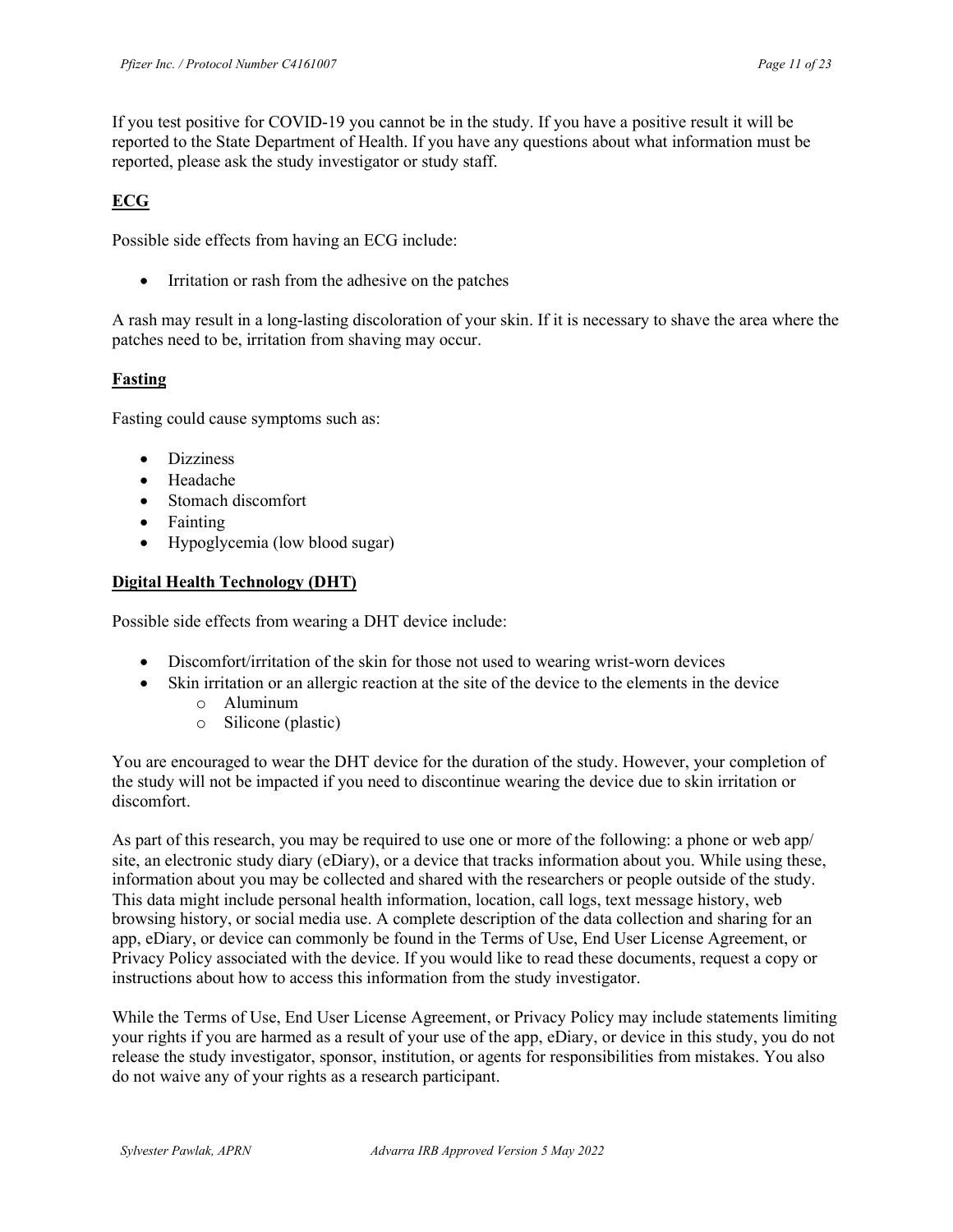If you test positive for COVID-19 you cannot be in the study. If you have a positive result it will be reported to the State Department of Health. If you have any questions about what information must be reported, please ask the study investigator or study staff.

**ECG**

Possible side effects from having an ECG include:

- Irritation or rash from the adhesive on the patches

A rash may result in a long-lasting discoloration of your skin. If it is necessary to shave the area where the patches need to be, irritation from shaving may occur.

**Fasting**

Fasting could cause symptoms such as:

- Dizziness
- Headache
- Stomach discomfort
- Fainting
- Hypoglycemia (low blood sugar)

**Digital Health Technology (DHT)**

Possible side effects from wearing a DHT device include:

- Discomfort/irritation of the skin for those not used to wearing wrist-worn devices
- Skin irritation or an allergic reaction at the site of the device to the elements in the device
    - Aluminum
    - Silicone (plastic)

You are encouraged to wear the DHT device for the duration of the study. However, your completion of the study will not be impacted if you need to discontinue wearing the device due to skin irritation or discomfort.

As part of this research, you may be required to use one or more of the following: a phone or web app/ site, an electronic study diary (eDiary), or a device that tracks information about you. While using these, information about you may be collected and shared with the researchers or people outside of the study. This data might include personal health information, location, call logs, text message history, web browsing history, or social media use. A complete description of the data collection and sharing for an app, eDiary, or device can commonly be found in the Terms of Use, End User License Agreement, or Privacy Policy associated with the device. If you would like to read these documents, request a copy or instructions about how to access this information from the study investigator.

While the Terms of Use, End User License Agreement, or Privacy Policy may include statements limiting your rights if you are harmed as a result of your use of the app, eDiary, or device in this study, you do not release the study investigator, sponsor, institution, or agents for responsibilities from mistakes. You also do not waive any of your rights as a research participant.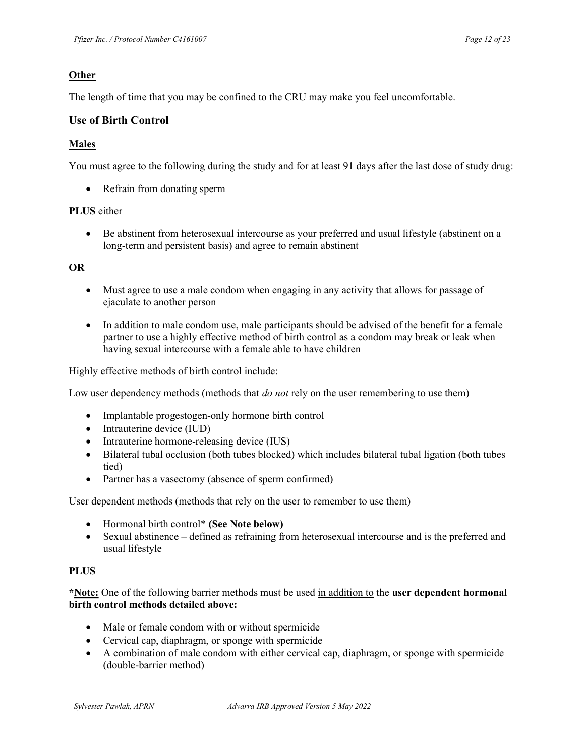**Other**

The length of time that you may be confined to the CRU may make you feel uncomfortable.

### Use of Birth Control

**Males**

You must agree to the following during the study and for at least 91 days after the last dose of study drug:

- Refrain from donating sperm

**PLUS** either

- Be abstinent from heterosexual intercourse as your preferred and usual lifestyle (abstinent on a long-term and persistent basis) and agree to remain abstinent

**OR**

- Must agree to use a male condom when engaging in any activity that allows for passage of ejaculate to another person
- In addition to male condom use, male participants should be advised of the benefit for a female partner to use a highly effective method of birth control as a condom may break or leak when having sexual intercourse with a female able to have children

Highly effective methods of birth control include:

Low user dependency methods (methods that *do not* rely on the user remembering to use them)

- Implantable progestogen-only hormone birth control
- Intrauterine device (IUD)
- Intrauterine hormone-releasing device (IUS)
- Bilateral tubal occlusion (both tubes blocked) which includes bilateral tubal ligation (both tubes tied)
- Partner has a vasectomy (absence of sperm confirmed)

User dependent methods (methods that rely on the user to remember to use them)

- Hormonal birth control* **(See Note below)**
- Sexual abstinence – defined as refraining from heterosexual intercourse and is the preferred and usual lifestyle

**PLUS**

***Note:** One of the following barrier methods must be used in addition to the **user dependent hormonal birth control methods detailed above:**

- Male or female condom with or without spermicide
- Cervical cap, diaphragm, or sponge with spermicide
- A combination of male condom with either cervical cap, diaphragm, or sponge with spermicide (double-barrier method)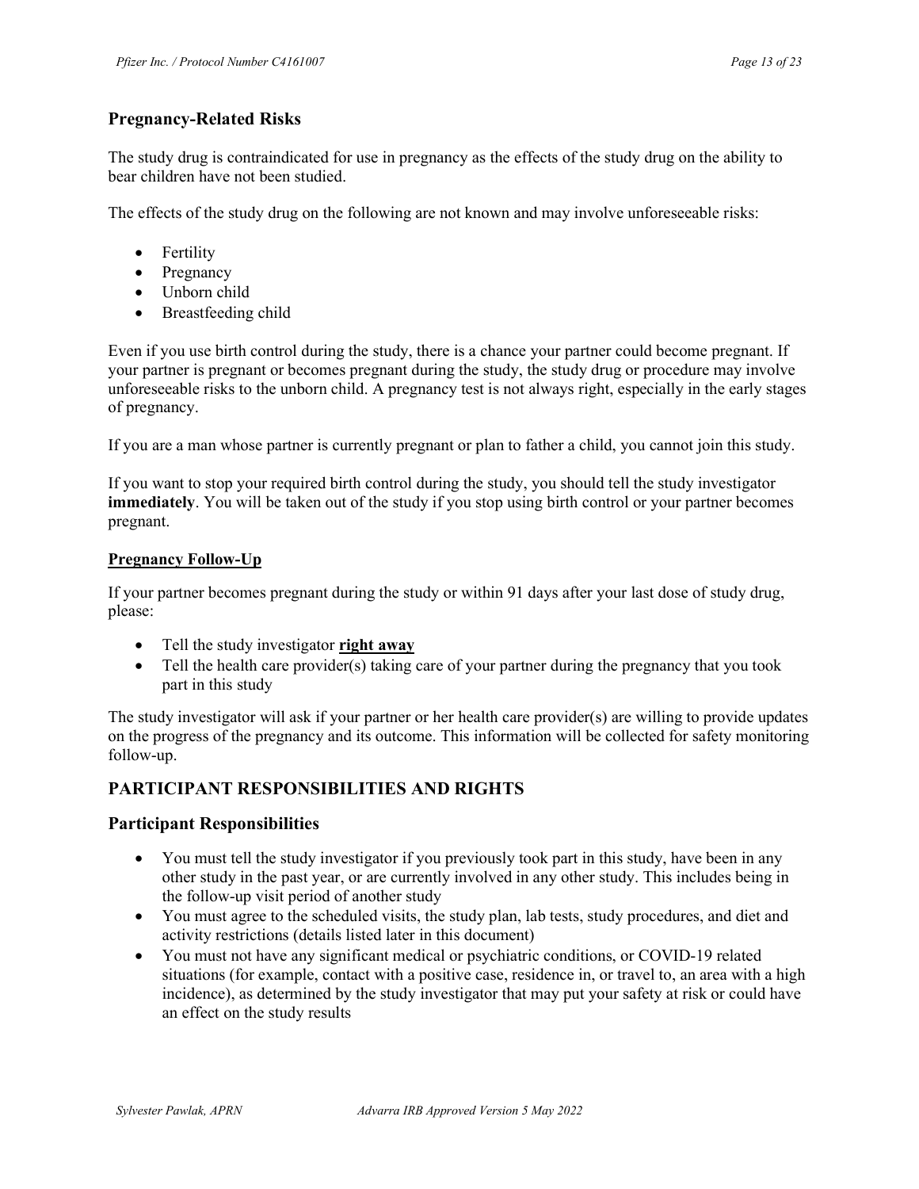## Pregnancy-Related Risks

The study drug is contraindicated for use in pregnancy as the effects of the study drug on the ability to bear children have not been studied.

The effects of the study drug on the following are not known and may involve unforeseeable risks:

- Fertility
- Pregnancy
- Unborn child
- Breastfeeding child

Even if you use birth control during the study, there is a chance your partner could become pregnant. If your partner is pregnant or becomes pregnant during the study, the study drug or procedure may involve unforeseeable risks to the unborn child. A pregnancy test is not always right, especially in the early stages of pregnancy.

If you are a man whose partner is currently pregnant or plan to father a child, you cannot join this study.

If you want to stop your required birth control during the study, you should tell the study investigator **immediately**. You will be taken out of the study if you stop using birth control or your partner becomes pregnant.

### Pregnancy Follow-Up

If your partner becomes pregnant during the study or within 91 days after your last dose of study drug, please:

- Tell the study investigator **right away**
- Tell the health care provider(s) taking care of your partner during the pregnancy that you took part in this study

The study investigator will ask if your partner or her health care provider(s) are willing to provide updates on the progress of the pregnancy and its outcome. This information will be collected for safety monitoring follow-up.

# PARTICIPANT RESPONSIBILITIES AND RIGHTS

## Participant Responsibilities

- You must tell the study investigator if you previously took part in this study, have been in any other study in the past year, or are currently involved in any other study. This includes being in the follow-up visit period of another study
- You must agree to the scheduled visits, the study plan, lab tests, study procedures, and diet and activity restrictions (details listed later in this document)
- You must not have any significant medical or psychiatric conditions, or COVID-19 related situations (for example, contact with a positive case, residence in, or travel to, an area with a high incidence), as determined by the study investigator that may put your safety at risk or could have an effect on the study results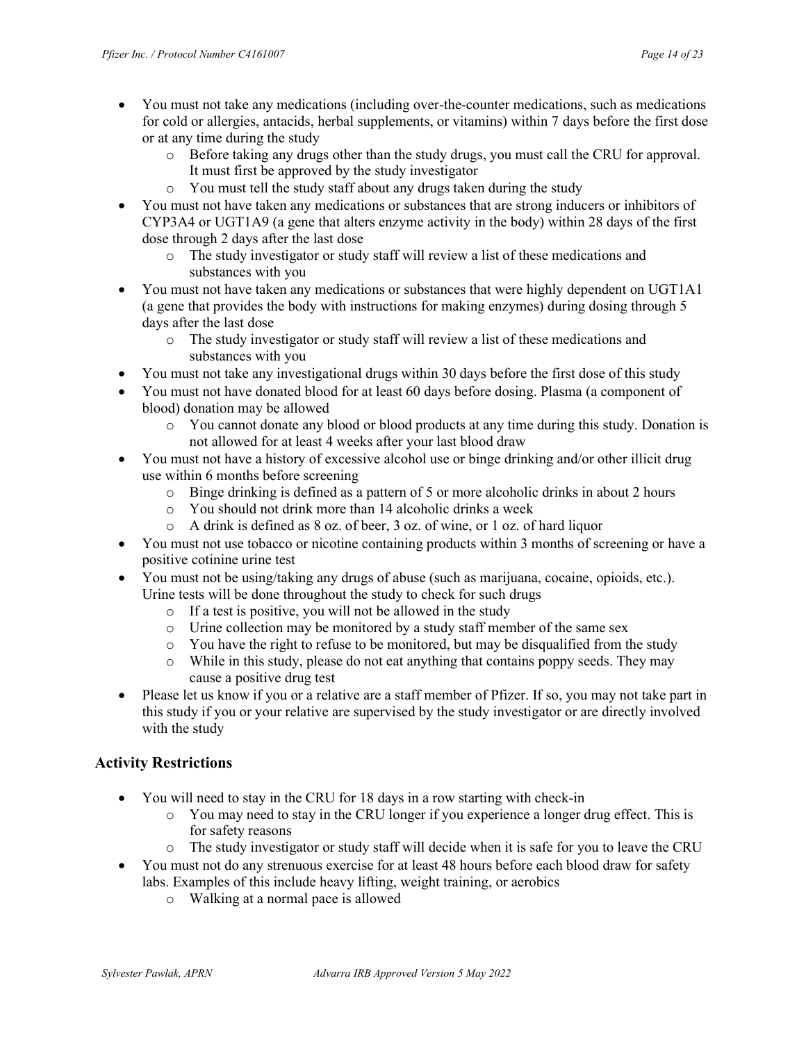- You must not take any medications (including over-the-counter medications, such as medications for cold or allergies, antacids, herbal supplements, or vitamins) within 7 days before the first dose or at any time during the study
    - Before taking any drugs other than the study drugs, you must call the CRU for approval. It must first be approved by the study investigator
    - You must tell the study staff about any drugs taken during the study
- You must not have taken any medications or substances that are strong inducers or inhibitors of CYP3A4 or UGT1A9 (a gene that alters enzyme activity in the body) within 28 days of the first dose through 2 days after the last dose
    - The study investigator or study staff will review a list of these medications and substances with you
- You must not have taken any medications or substances that were highly dependent on UGT1A1 (a gene that provides the body with instructions for making enzymes) during dosing through 5 days after the last dose
    - The study investigator or study staff will review a list of these medications and substances with you
- You must not take any investigational drugs within 30 days before the first dose of this study
- You must not have donated blood for at least 60 days before dosing. Plasma (a component of blood) donation may be allowed
    - You cannot donate any blood or blood products at any time during this study. Donation is not allowed for at least 4 weeks after your last blood draw
- You must not have a history of excessive alcohol use or binge drinking and/or other illicit drug use within 6 months before screening
    - Binge drinking is defined as a pattern of 5 or more alcoholic drinks in about 2 hours
    - You should not drink more than 14 alcoholic drinks a week
    - A drink is defined as 8 oz. of beer, 3 oz. of wine, or 1 oz. of hard liquor
- You must not use tobacco or nicotine containing products within 3 months of screening or have a positive cotinine urine test
- You must not be using/taking any drugs of abuse (such as marijuana, cocaine, opioids, etc.). Urine tests will be done throughout the study to check for such drugs
    - If a test is positive, you will not be allowed in the study
    - Urine collection may be monitored by a study staff member of the same sex
    - You have the right to refuse to be monitored, but may be disqualified from the study
    - While in this study, please do not eat anything that contains poppy seeds. They may cause a positive drug test
- Please let us know if you or a relative are a staff member of Pfizer. If so, you may not take part in this study if you or your relative are supervised by the study investigator or are directly involved with the study

## Activity Restrictions

- You will need to stay in the CRU for 18 days in a row starting with check-in
    - You may need to stay in the CRU longer if you experience a longer drug effect. This is for safety reasons
    - The study investigator or study staff will decide when it is safe for you to leave the CRU
- You must not do any strenuous exercise for at least 48 hours before each blood draw for safety labs. Examples of this include heavy lifting, weight training, or aerobics
    - Walking at a normal pace is allowed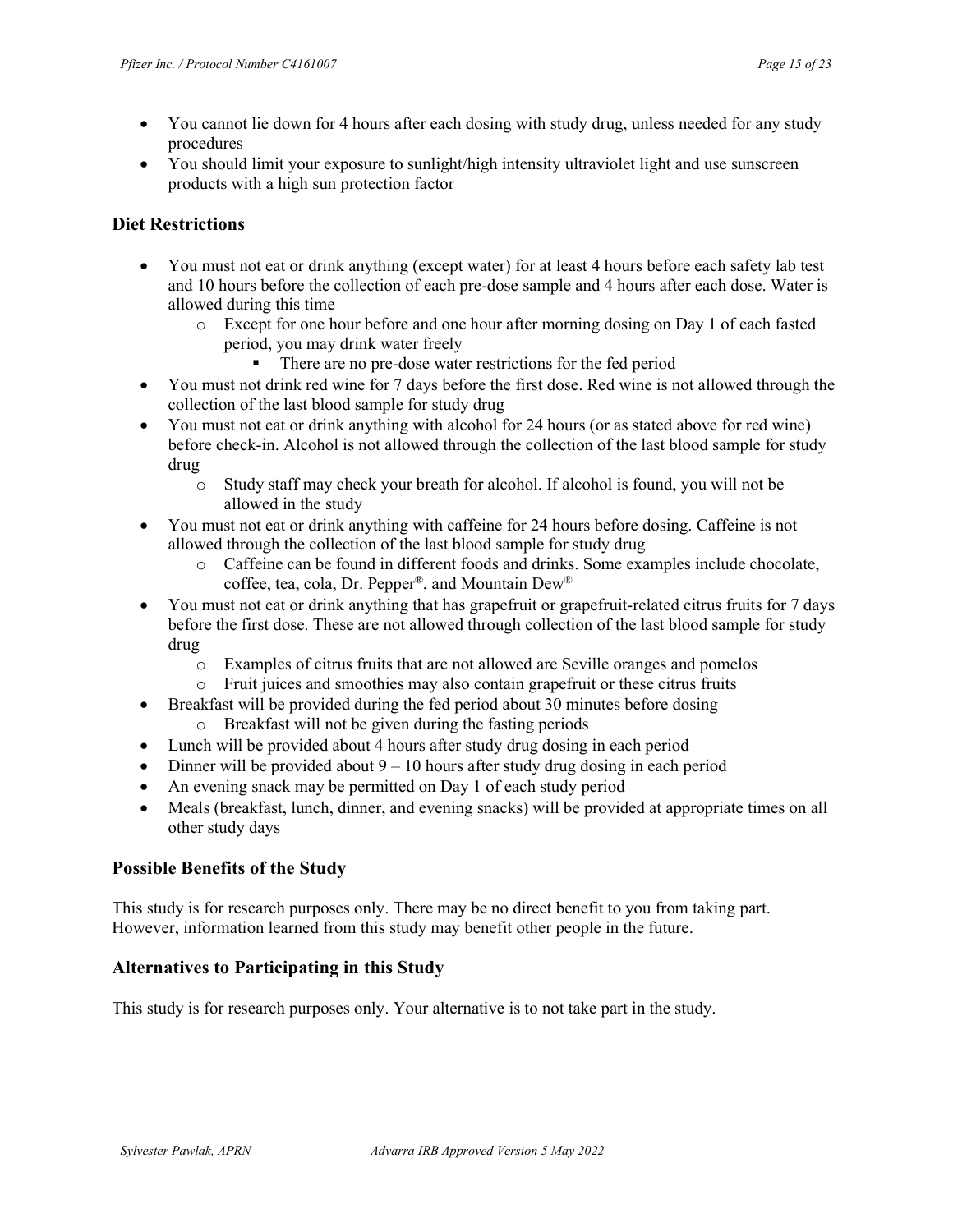- You cannot lie down for 4 hours after each dosing with study drug, unless needed for any study procedures
- You should limit your exposure to sunlight/high intensity ultraviolet light and use sunscreen products with a high sun protection factor

### Diet Restrictions

- You must not eat or drink anything (except water) for at least 4 hours before each safety lab test and 10 hours before the collection of each pre-dose sample and 4 hours after each dose. Water is allowed during this time
    - Except for one hour before and one hour after morning dosing on Day 1 of each fasted period, you may drink water freely
        - There are no pre-dose water restrictions for the fed period
- You must not drink red wine for 7 days before the first dose. Red wine is not allowed through the collection of the last blood sample for study drug
- You must not eat or drink anything with alcohol for 24 hours (or as stated above for red wine) before check-in. Alcohol is not allowed through the collection of the last blood sample for study drug
    - Study staff may check your breath for alcohol. If alcohol is found, you will not be allowed in the study
- You must not eat or drink anything with caffeine for 24 hours before dosing. Caffeine is not allowed through the collection of the last blood sample for study drug
    - Caffeine can be found in different foods and drinks. Some examples include chocolate, coffee, tea, cola, Dr. Pepper®, and Mountain Dew®
- You must not eat or drink anything that has grapefruit or grapefruit-related citrus fruits for 7 days before the first dose. These are not allowed through collection of the last blood sample for study drug
    - Examples of citrus fruits that are not allowed are Seville oranges and pomelos
    - Fruit juices and smoothies may also contain grapefruit or these citrus fruits
- Breakfast will be provided during the fed period about 30 minutes before dosing
    - Breakfast will not be given during the fasting periods
- Lunch will be provided about 4 hours after study drug dosing in each period
- Dinner will be provided about 9 – 10 hours after study drug dosing in each period
- An evening snack may be permitted on Day 1 of each study period
- Meals (breakfast, lunch, dinner, and evening snacks) will be provided at appropriate times on all other study days

### Possible Benefits of the Study

This study is for research purposes only. There may be no direct benefit to you from taking part. However, information learned from this study may benefit other people in the future.

### Alternatives to Participating in this Study

This study is for research purposes only. Your alternative is to not take part in the study.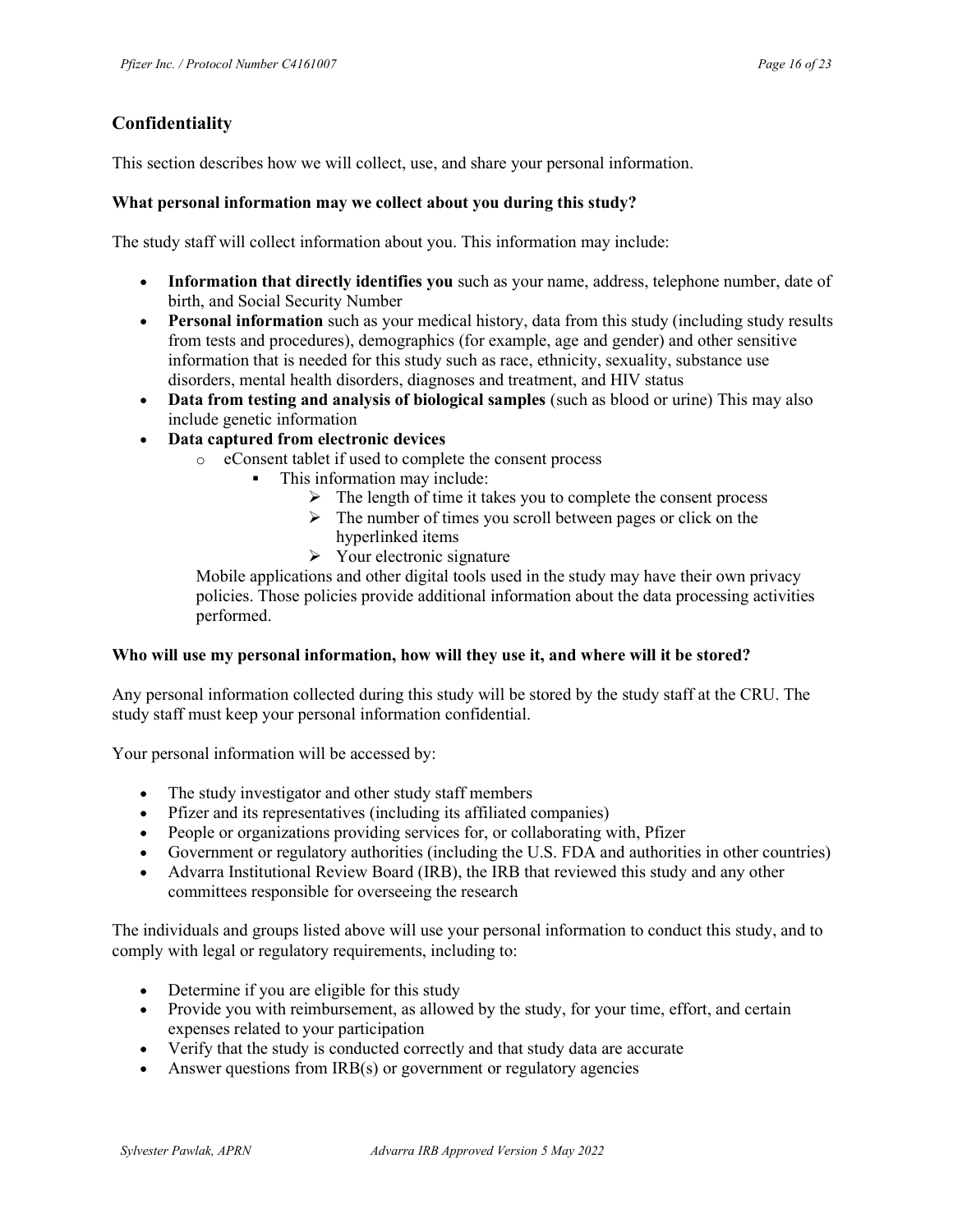## Confidentiality

This section describes how we will collect, use, and share your personal information.

**What personal information may we collect about you during this study?**

The study staff will collect information about you. This information may include:

- **Information that directly identifies you** such as your name, address, telephone number, date of birth, and Social Security Number
- **Personal information** such as your medical history, data from this study (including study results from tests and procedures), demographics (for example, age and gender) and other sensitive information that is needed for this study such as race, ethnicity, sexuality, substance use disorders, mental health disorders, diagnoses and treatment, and HIV status
- **Data from testing and analysis of biological samples** (such as blood or urine) This may also include genetic information
- **Data captured from electronic devices**
    - eConsent tablet if used to complete the consent process
        - This information may include:
            - The length of time it takes you to complete the consent process
            - The number of times you scroll between pages or click on the hyperlinked items
            - Your electronic signature

  Mobile applications and other digital tools used in the study may have their own privacy policies. Those policies provide additional information about the data processing activities performed.

**Who will use my personal information, how will they use it, and where will it be stored?**

Any personal information collected during this study will be stored by the study staff at the CRU. The study staff must keep your personal information confidential.

Your personal information will be accessed by:

- The study investigator and other study staff members
- Pfizer and its representatives (including its affiliated companies)
- People or organizations providing services for, or collaborating with, Pfizer
- Government or regulatory authorities (including the U.S. FDA and authorities in other countries)
- Advarra Institutional Review Board (IRB), the IRB that reviewed this study and any other committees responsible for overseeing the research

The individuals and groups listed above will use your personal information to conduct this study, and to comply with legal or regulatory requirements, including to:

- Determine if you are eligible for this study
- Provide you with reimbursement, as allowed by the study, for your time, effort, and certain expenses related to your participation
- Verify that the study is conducted correctly and that study data are accurate
- Answer questions from IRB(s) or government or regulatory agencies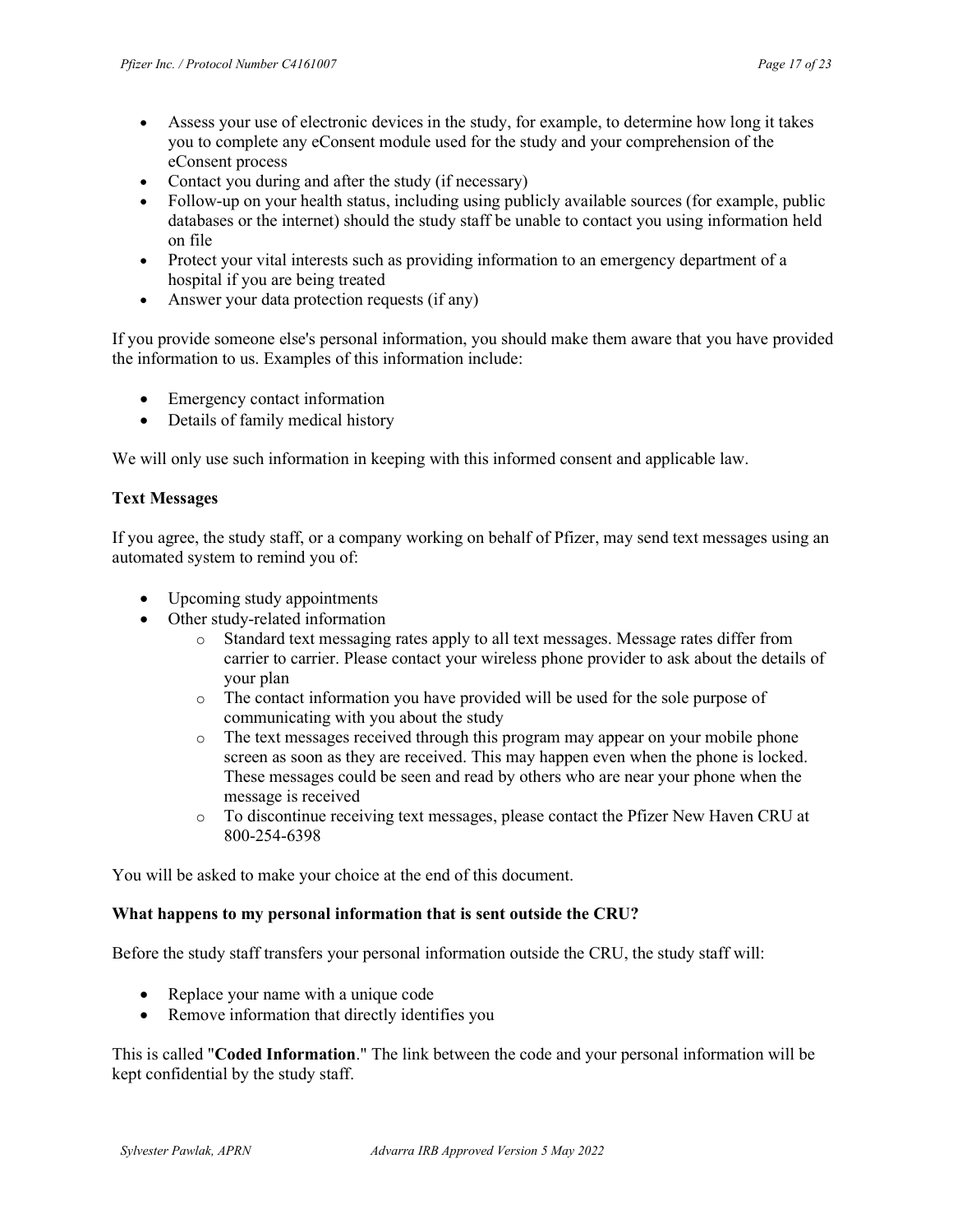- Assess your use of electronic devices in the study, for example, to determine how long it takes you to complete any eConsent module used for the study and your comprehension of the eConsent process
- Contact you during and after the study (if necessary)
- Follow-up on your health status, including using publicly available sources (for example, public databases or the internet) should the study staff be unable to contact you using information held on file
- Protect your vital interests such as providing information to an emergency department of a hospital if you are being treated
- Answer your data protection requests (if any)

If you provide someone else's personal information, you should make them aware that you have provided the information to us. Examples of this information include:

- Emergency contact information
- Details of family medical history

We will only use such information in keeping with this informed consent and applicable law.

**Text Messages**

If you agree, the study staff, or a company working on behalf of Pfizer, may send text messages using an automated system to remind you of:

- Upcoming study appointments
- Other study-related information
    - Standard text messaging rates apply to all text messages. Message rates differ from carrier to carrier. Please contact your wireless phone provider to ask about the details of your plan
    - The contact information you have provided will be used for the sole purpose of communicating with you about the study
    - The text messages received through this program may appear on your mobile phone screen as soon as they are received. This may happen even when the phone is locked. These messages could be seen and read by others who are near your phone when the message is received
    - To discontinue receiving text messages, please contact the Pfizer New Haven CRU at 800-254-6398

You will be asked to make your choice at the end of this document.

**What happens to my personal information that is sent outside the CRU?**

Before the study staff transfers your personal information outside the CRU, the study staff will:

- Replace your name with a unique code
- Remove information that directly identifies you

This is called "**Coded Information**." The link between the code and your personal information will be kept confidential by the study staff.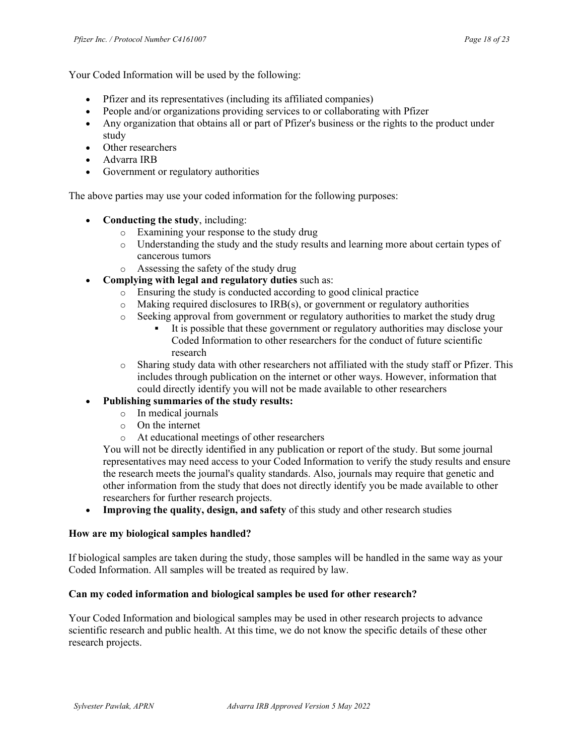Your Coded Information will be used by the following:

- Pfizer and its representatives (including its affiliated companies)
- People and/or organizations providing services to or collaborating with Pfizer
- Any organization that obtains all or part of Pfizer's business or the rights to the product under study
- Other researchers
- Advarra IRB
- Government or regulatory authorities

The above parties may use your coded information for the following purposes:

- **Conducting the study**, including:
  - Examining your response to the study drug
  - Understanding the study and the study results and learning more about certain types of cancerous tumors
  - Assessing the safety of the study drug
- **Complying with legal and regulatory duties** such as:
  - Ensuring the study is conducted according to good clinical practice
  - Making required disclosures to IRB(s), or government or regulatory authorities
  - Seeking approval from government or regulatory authorities to market the study drug
    - It is possible that these government or regulatory authorities may disclose your Coded Information to other researchers for the conduct of future scientific research
  - Sharing study data with other researchers not affiliated with the study staff or Pfizer. This includes through publication on the internet or other ways. However, information that could directly identify you will not be made available to other researchers
- **Publishing summaries of the study results:**
  - In medical journals
  - On the internet
  - At educational meetings of other researchers

  You will not be directly identified in any publication or report of the study. But some journal representatives may need access to your Coded Information to verify the study results and ensure the research meets the journal's quality standards. Also, journals may require that genetic and other information from the study that does not directly identify you be made available to other researchers for further research projects.
- **Improving the quality, design, and safety** of this study and other research studies

**How are my biological samples handled?**

If biological samples are taken during the study, those samples will be handled in the same way as your Coded Information. All samples will be treated as required by law.

**Can my coded information and biological samples be used for other research?**

Your Coded Information and biological samples may be used in other research projects to advance scientific research and public health. At this time, we do not know the specific details of these other research projects.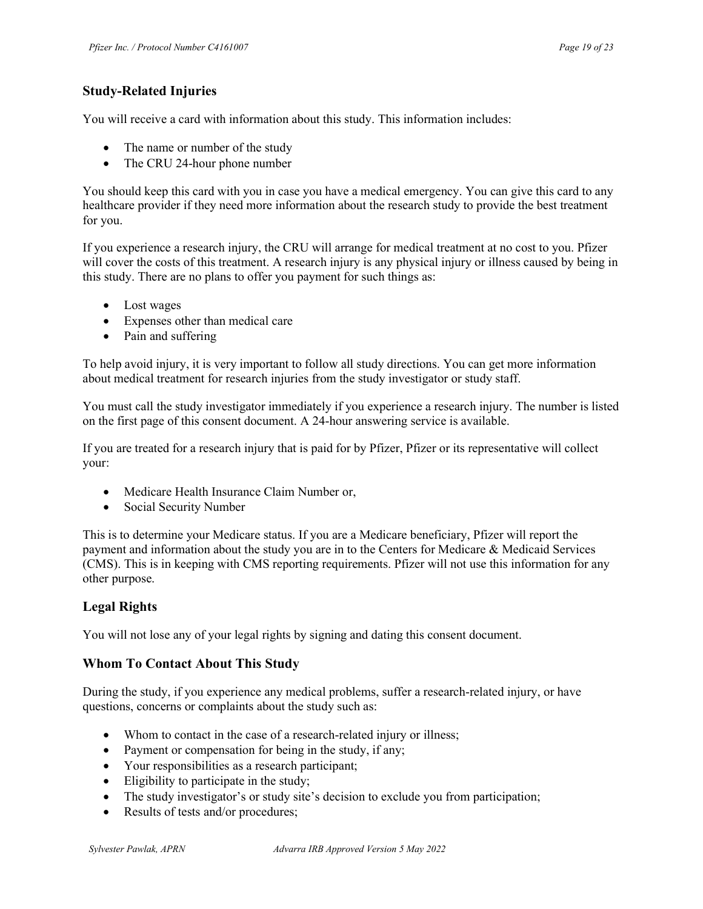## Study-Related Injuries

You will receive a card with information about this study. This information includes:

- The name or number of the study
- The CRU 24-hour phone number

You should keep this card with you in case you have a medical emergency. You can give this card to any healthcare provider if they need more information about the research study to provide the best treatment for you.

If you experience a research injury, the CRU will arrange for medical treatment at no cost to you. Pfizer will cover the costs of this treatment. A research injury is any physical injury or illness caused by being in this study. There are no plans to offer you payment for such things as:

- Lost wages
- Expenses other than medical care
- Pain and suffering

To help avoid injury, it is very important to follow all study directions. You can get more information about medical treatment for research injuries from the study investigator or study staff.

You must call the study investigator immediately if you experience a research injury. The number is listed on the first page of this consent document. A 24-hour answering service is available.

If you are treated for a research injury that is paid for by Pfizer, Pfizer or its representative will collect your:

- Medicare Health Insurance Claim Number or,
- Social Security Number

This is to determine your Medicare status. If you are a Medicare beneficiary, Pfizer will report the payment and information about the study you are in to the Centers for Medicare & Medicaid Services (CMS). This is in keeping with CMS reporting requirements. Pfizer will not use this information for any other purpose.

## Legal Rights

You will not lose any of your legal rights by signing and dating this consent document.

## Whom To Contact About This Study

During the study, if you experience any medical problems, suffer a research-related injury, or have questions, concerns or complaints about the study such as:

- Whom to contact in the case of a research-related injury or illness;
- Payment or compensation for being in the study, if any;
- Your responsibilities as a research participant;
- Eligibility to participate in the study;
- The study investigator's or study site's decision to exclude you from participation;
- Results of tests and/or procedures;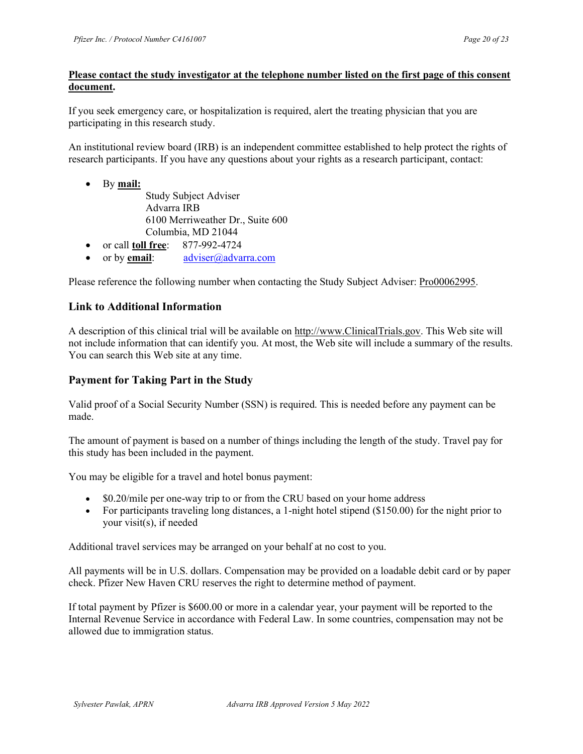**Please contact the study investigator at the telephone number listed on the first page of this consent document.**

If you seek emergency care, or hospitalization is required, alert the treating physician that you are participating in this research study.

An institutional review board (IRB) is an independent committee established to help protect the rights of research participants. If you have any questions about your rights as a research participant, contact:

- By **mail:**
  Study Subject Adviser
  Advarra IRB
  6100 Merriweather Dr., Suite 600
  Columbia, MD 21044
- or call **toll free**: 877-992-4724
- or by **email**: adviser@advarra.com

Please reference the following number when contacting the Study Subject Adviser: Pro00062995.

### Link to Additional Information

A description of this clinical trial will be available on http://www.ClinicalTrials.gov. This Web site will not include information that can identify you. At most, the Web site will include a summary of the results. You can search this Web site at any time.

### Payment for Taking Part in the Study

Valid proof of a Social Security Number (SSN) is required. This is needed before any payment can be made.

The amount of payment is based on a number of things including the length of the study. Travel pay for this study has been included in the payment.

You may be eligible for a travel and hotel bonus payment:

- $0.20/mile per one-way trip to or from the CRU based on your home address
- For participants traveling long distances, a 1-night hotel stipend ($150.00) for the night prior to your visit(s), if needed

Additional travel services may be arranged on your behalf at no cost to you.

All payments will be in U.S. dollars. Compensation may be provided on a loadable debit card or by paper check. Pfizer New Haven CRU reserves the right to determine method of payment.

If total payment by Pfizer is $600.00 or more in a calendar year, your payment will be reported to the Internal Revenue Service in accordance with Federal Law. In some countries, compensation may not be allowed due to immigration status.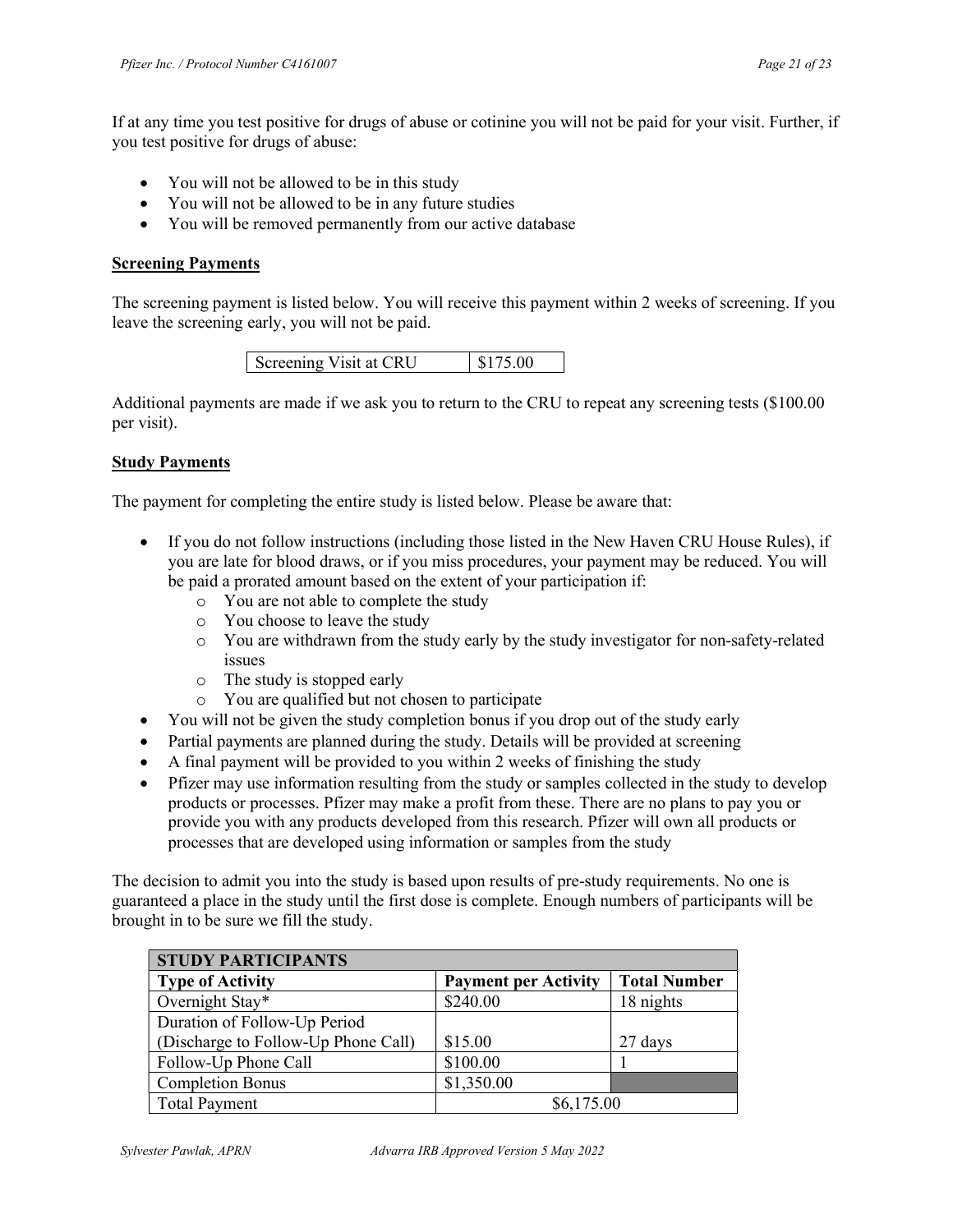If at any time you test positive for drugs of abuse or cotinine you will not be paid for your visit. Further, if you test positive for drugs of abuse:

- You will not be allowed to be in this study
- You will not be allowed to be in any future studies
- You will be removed permanently from our active database

**Screening Payments**

The screening payment is listed below. You will receive this payment within 2 weeks of screening. If you leave the screening early, you will not be paid.

| Screening Visit at CRU | $175.00 |
|---|---|

Additional payments are made if we ask you to return to the CRU to repeat any screening tests ($100.00 per visit).

**Study Payments**

The payment for completing the entire study is listed below. Please be aware that:

- If you do not follow instructions (including those listed in the New Haven CRU House Rules), if you are late for blood draws, or if you miss procedures, your payment may be reduced. You will be paid a prorated amount based on the extent of your participation if:
    - You are not able to complete the study
    - You choose to leave the study
    - You are withdrawn from the study early by the study investigator for non-safety-related issues
    - The study is stopped early
    - You are qualified but not chosen to participate
- You will not be given the study completion bonus if you drop out of the study early
- Partial payments are planned during the study. Details will be provided at screening
- A final payment will be provided to you within 2 weeks of finishing the study
- Pfizer may use information resulting from the study or samples collected in the study to develop products or processes. Pfizer may make a profit from these. There are no plans to pay you or provide you with any products developed from this research. Pfizer will own all products or processes that are developed using information or samples from the study

The decision to admit you into the study is based upon results of pre-study requirements. No one is guaranteed a place in the study until the first dose is complete. Enough numbers of participants will be brought in to be sure we fill the study.

| **STUDY PARTICIPANTS** | | |
|---|---|---|
| **Type of Activity** | **Payment per Activity** | **Total Number** |
| Overnight Stay* | $240.00 | 18 nights |
| Duration of Follow-Up Period (Discharge to Follow-Up Phone Call) | $15.00 | 27 days |
| Follow-Up Phone Call | $100.00 | 1 |
| Completion Bonus | $1,350.00 | |
| Total Payment | $6,175.00 | |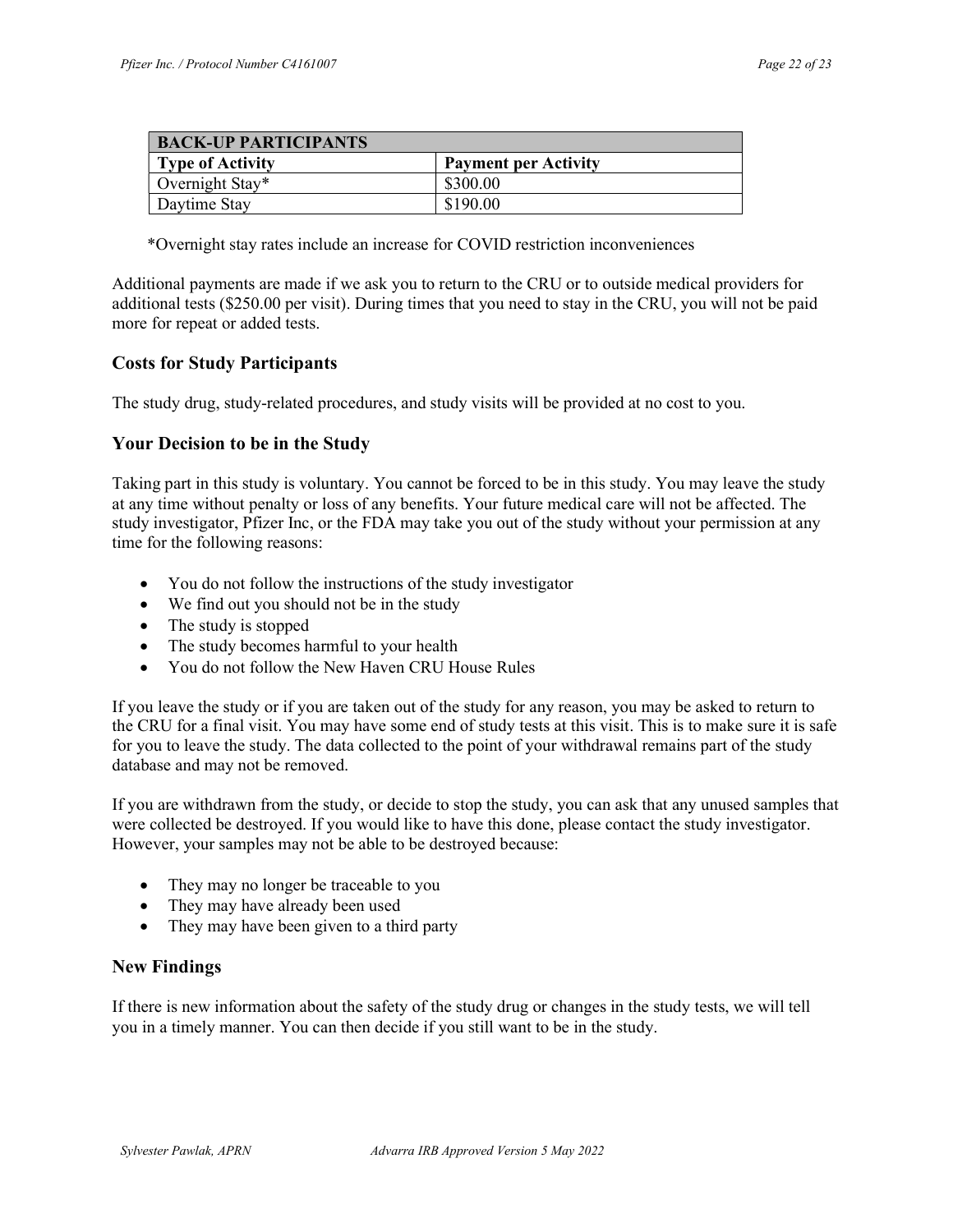| BACK-UP PARTICIPANTS | |
|---|---|
| **Type of Activity** | **Payment per Activity** |
| Overnight Stay* | $300.00 |
| Daytime Stay | $190.00 |

*Overnight stay rates include an increase for COVID restriction inconveniences

Additional payments are made if we ask you to return to the CRU or to outside medical providers for additional tests ($250.00 per visit). During times that you need to stay in the CRU, you will not be paid more for repeat or added tests.

## Costs for Study Participants

The study drug, study-related procedures, and study visits will be provided at no cost to you.

## Your Decision to be in the Study

Taking part in this study is voluntary. You cannot be forced to be in this study. You may leave the study at any time without penalty or loss of any benefits. Your future medical care will not be affected. The study investigator, Pfizer Inc, or the FDA may take you out of the study without your permission at any time for the following reasons:

- You do not follow the instructions of the study investigator
- We find out you should not be in the study
- The study is stopped
- The study becomes harmful to your health
- You do not follow the New Haven CRU House Rules

If you leave the study or if you are taken out of the study for any reason, you may be asked to return to the CRU for a final visit. You may have some end of study tests at this visit. This is to make sure it is safe for you to leave the study. The data collected to the point of your withdrawal remains part of the study database and may not be removed.

If you are withdrawn from the study, or decide to stop the study, you can ask that any unused samples that were collected be destroyed. If you would like to have this done, please contact the study investigator. However, your samples may not be able to be destroyed because:

- They may no longer be traceable to you
- They may have already been used
- They may have been given to a third party

## New Findings

If there is new information about the safety of the study drug or changes in the study tests, we will tell you in a timely manner. You can then decide if you still want to be in the study.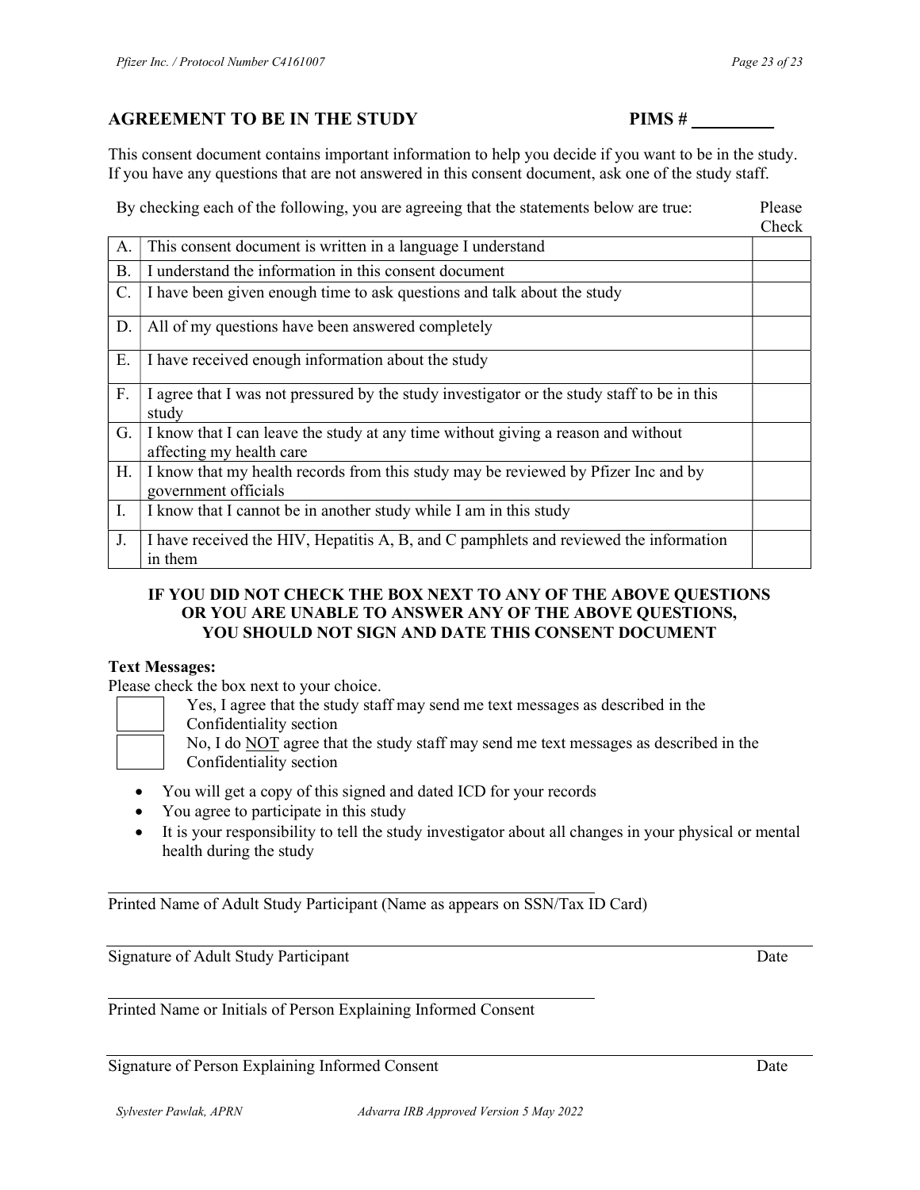## AGREEMENT TO BE IN THE STUDY

**PIMS # \_\_\_\_\_\_\_\_\_\_**

This consent document contains important information to help you decide if you want to be in the study. If you have any questions that are not answered in this consent document, ask one of the study staff.

| | By checking each of the following, you are agreeing that the statements below are true: | Please Check |
|---|---|---|
| A. | This consent document is written in a language I understand | |
| B. | I understand the information in this consent document | |
| C. | I have been given enough time to ask questions and talk about the study | |
| D. | All of my questions have been answered completely | |
| E. | I have received enough information about the study | |
| F. | I agree that I was not pressured by the study investigator or the study staff to be in this study | |
| G. | I know that I can leave the study at any time without giving a reason and without affecting my health care | |
| H. | I know that my health records from this study may be reviewed by Pfizer Inc and by government officials | |
| I. | I know that I cannot be in another study while I am in this study | |
| J. | I have received the HIV, Hepatitis A, B, and C pamphlets and reviewed the information in them | |

**IF YOU DID NOT CHECK THE BOX NEXT TO ANY OF THE ABOVE QUESTIONS OR YOU ARE UNABLE TO ANSWER ANY OF THE ABOVE QUESTIONS, YOU SHOULD NOT SIGN AND DATE THIS CONSENT DOCUMENT**

**Text Messages:**

Please check the box next to your choice.

☐ Yes, I agree that the study staff may send me text messages as described in the Confidentiality section

☐ No, I do NOT agree that the study staff may send me text messages as described in the Confidentiality section

- You will get a copy of this signed and dated ICD for your records
- You agree to participate in this study
- It is your responsibility to tell the study investigator about all changes in your physical or mental health during the study

\_\_\_\_\_\_\_\_\_\_\_\_\_\_\_\_\_\_\_\_\_\_\_\_\_\_\_\_\_\_\_\_\_\_\_\_\_\_\_\_\_\_\_\_

Printed Name of Adult Study Participant (Name as appears on SSN/Tax ID Card)

\_\_\_\_\_\_\_\_\_\_\_\_\_\_\_\_\_\_\_\_\_\_\_\_\_\_\_\_\_\_\_\_\_\_\_\_\_\_\_\_\_\_\_\_\_\_\_\_\_\_\_\_\_\_\_\_\_\_\_\_

Signature of Adult Study Participant Date

\_\_\_\_\_\_\_\_\_\_\_\_\_\_\_\_\_\_\_\_\_\_\_\_\_\_\_\_\_\_\_\_\_\_\_\_\_\_\_\_\_\_\_\_

Printed Name or Initials of Person Explaining Informed Consent

\_\_\_\_\_\_\_\_\_\_\_\_\_\_\_\_\_\_\_\_\_\_\_\_\_\_\_\_\_\_\_\_\_\_\_\_\_\_\_\_\_\_\_\_\_\_\_\_\_\_\_\_\_\_\_\_\_\_\_\_

Signature of Person Explaining Informed Consent Date